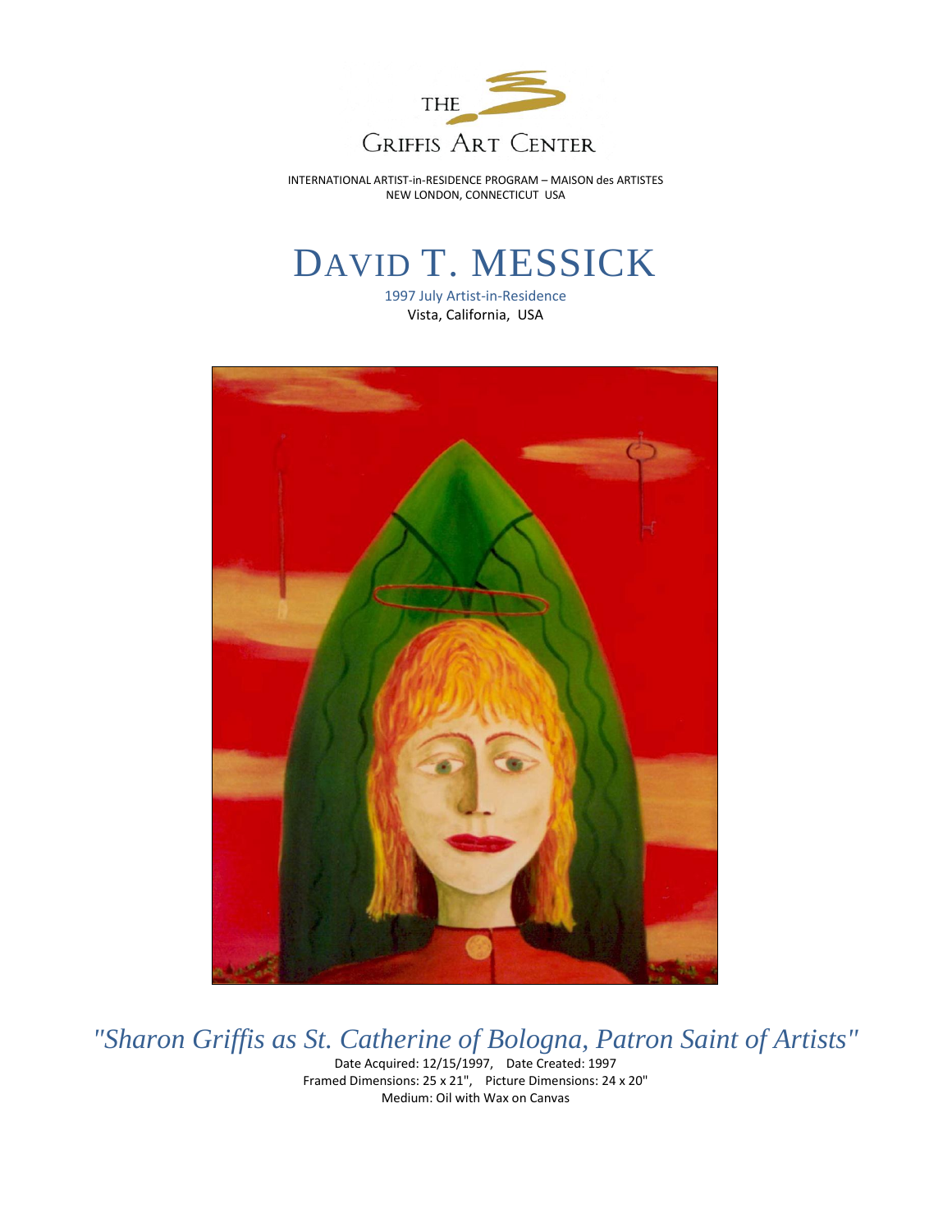THE

GRIFFIS ART CENTER

INTERNATIONAL ARTIST-in-RESIDENCE PROGRAM – MAISON des ARTISTES
NEW LONDON, CONNECTICUT USA

# DAVID T. MESSICK

1997 July Artist-in-Residence
Vista, California, USA

*"Sharon Griffis as St. Catherine of Bologna, Patron Saint of Artists"*

Date Acquired: 12/15/1997, Date Created: 1997
Framed Dimensions: 25 x 21", Picture Dimensions: 24 x 20"
Medium: Oil with Wax on Canvas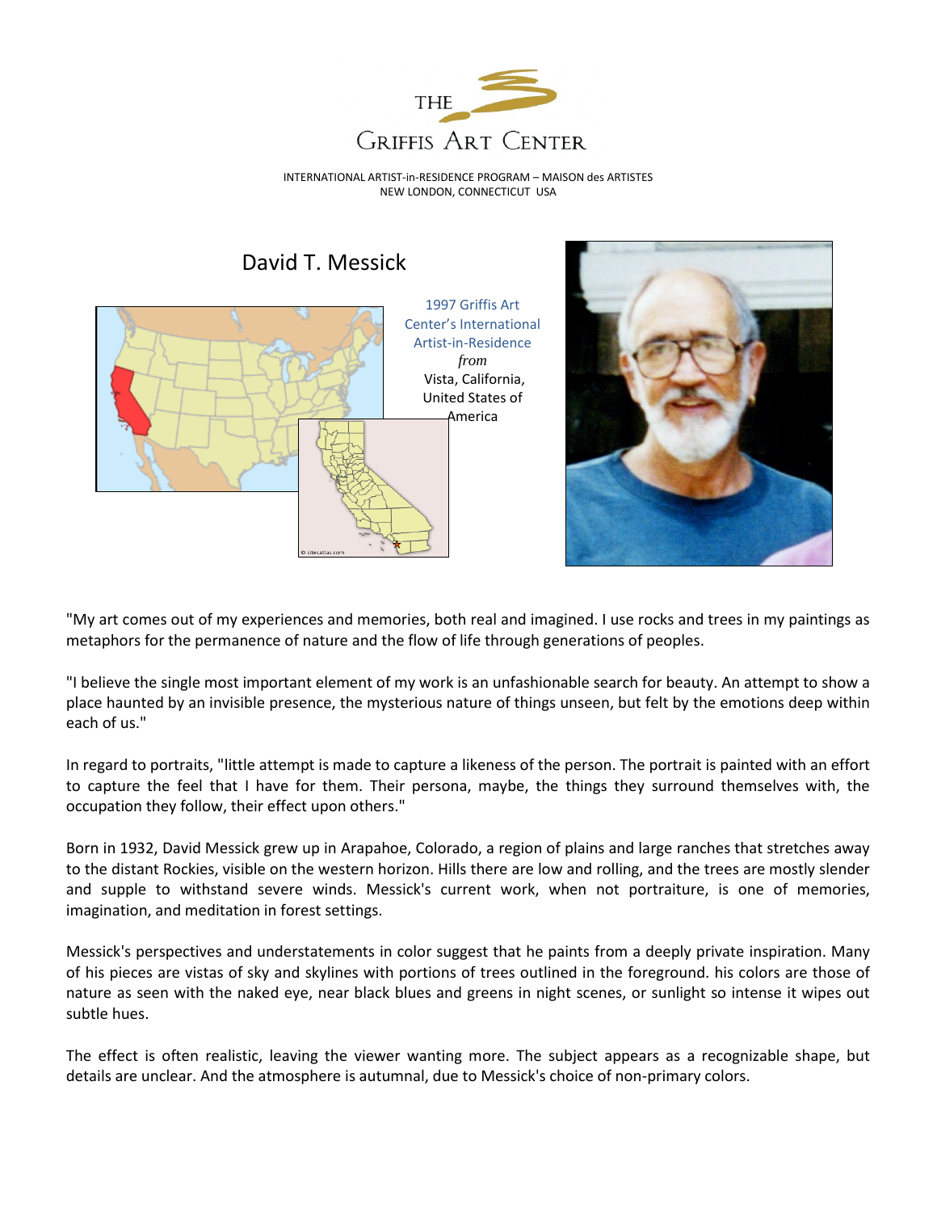THE

GRIFFIS ART CENTER

INTERNATIONAL ARTIST-in-RESIDENCE PROGRAM – MAISON des ARTISTES
NEW LONDON, CONNECTICUT USA

# David T. Messick

1997 Griffis Art Center's International Artist-in-Residence *from* Vista, California, United States of America

"My art comes out of my experiences and memories, both real and imagined. I use rocks and trees in my paintings as metaphors for the permanence of nature and the flow of life through generations of peoples.

"I believe the single most important element of my work is an unfashionable search for beauty. An attempt to show a place haunted by an invisible presence, the mysterious nature of things unseen, but felt by the emotions deep within each of us."

In regard to portraits, "little attempt is made to capture a likeness of the person. The portrait is painted with an effort to capture the feel that I have for them. Their persona, maybe, the things they surround themselves with, the occupation they follow, their effect upon others."

Born in 1932, David Messick grew up in Arapahoe, Colorado, a region of plains and large ranches that stretches away to the distant Rockies, visible on the western horizon. Hills there are low and rolling, and the trees are mostly slender and supple to withstand severe winds. Messick's current work, when not portraiture, is one of memories, imagination, and meditation in forest settings.

Messick's perspectives and understatements in color suggest that he paints from a deeply private inspiration. Many of his pieces are vistas of sky and skylines with portions of trees outlined in the foreground. his colors are those of nature as seen with the naked eye, near black blues and greens in night scenes, or sunlight so intense it wipes out subtle hues.

The effect is often realistic, leaving the viewer wanting more. The subject appears as a recognizable shape, but details are unclear. And the atmosphere is autumnal, due to Messick's choice of non-primary colors.